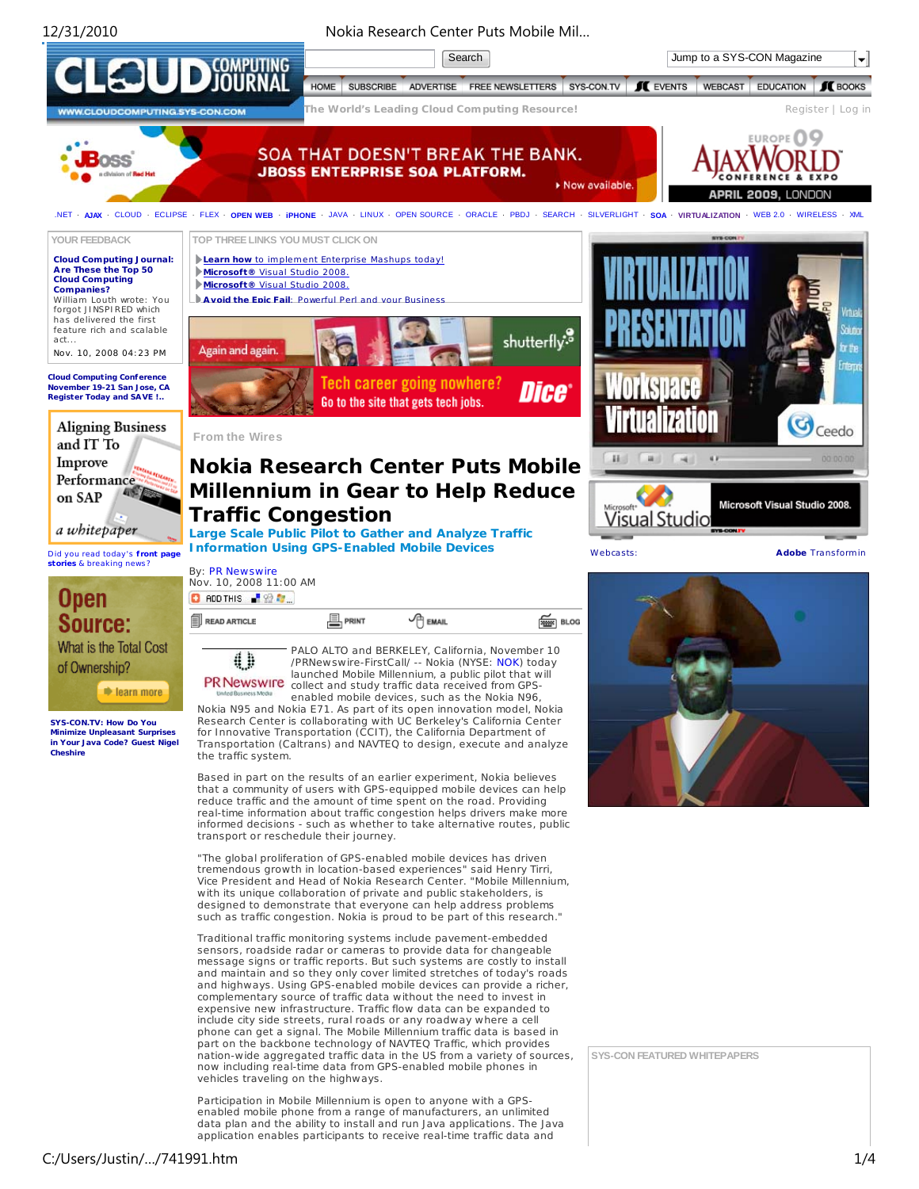# Nokia Research Center Puts Mobile Millennium in Gear to Help Reduce Traffic Congestion

## Large Scale Public Pilot to Gather and Analyze Traffic Information Using GPS-Enabled Mobile Devices

By: PR Newswire
Nov. 10, 2008 11:00 AM

PALO ALTO and BERKELEY, California, November 10 /PRNewswire-FirstCall/ -- Nokia (NYSE: NOK) today launched Mobile Millennium, a public pilot that will collect and study traffic data received from GPS-enabled mobile devices, such as the Nokia N96, Nokia N95 and Nokia E71. As part of its open innovation model, Nokia Research Center is collaborating with UC Berkeley's California Center for Innovative Transportation (CCIT), the California Department of Transportation (Caltrans) and NAVTEQ to design, execute and analyze the traffic system.

Based in part on the results of an earlier experiment, Nokia believes that a community of users with GPS-equipped mobile devices can help reduce traffic and the amount of time spent on the road. Providing real-time information about traffic congestion helps drivers make more informed decisions - such as whether to take alternative routes, public transport or reschedule their journey.

"The global proliferation of GPS-enabled mobile devices has driven tremendous growth in location-based experiences" said Henry Tirri, Vice President and Head of Nokia Research Center. "Mobile Millennium, with its unique collaboration of private and public stakeholders, is designed to demonstrate that everyone can help address problems such as traffic congestion. Nokia is proud to be part of this research."

Traditional traffic monitoring systems include pavement-embedded sensors, roadside radar or cameras to provide data for changeable message signs or traffic reports. But such systems are costly to install and maintain and so they only cover limited stretches of today's roads and highways. Using GPS-enabled mobile devices can provide a richer, complementary source of traffic data without the need to invest in expensive new infrastructure. Traffic flow data can be expanded to include city side streets, rural roads or any roadway where a cell phone can get a signal. The Mobile Millennium traffic data is based in part on the backbone technology of NAVTEQ Traffic, which provides nation-wide aggregated traffic data in the US from a variety of sources, now including real-time data from GPS-enabled mobile phones in vehicles traveling on the highways.

Participation in Mobile Millennium is open to anyone with a GPS-enabled mobile phone from a range of manufacturers, an unlimited data plan and the ability to install and run Java applications. The Java application enables participants to receive real-time traffic data and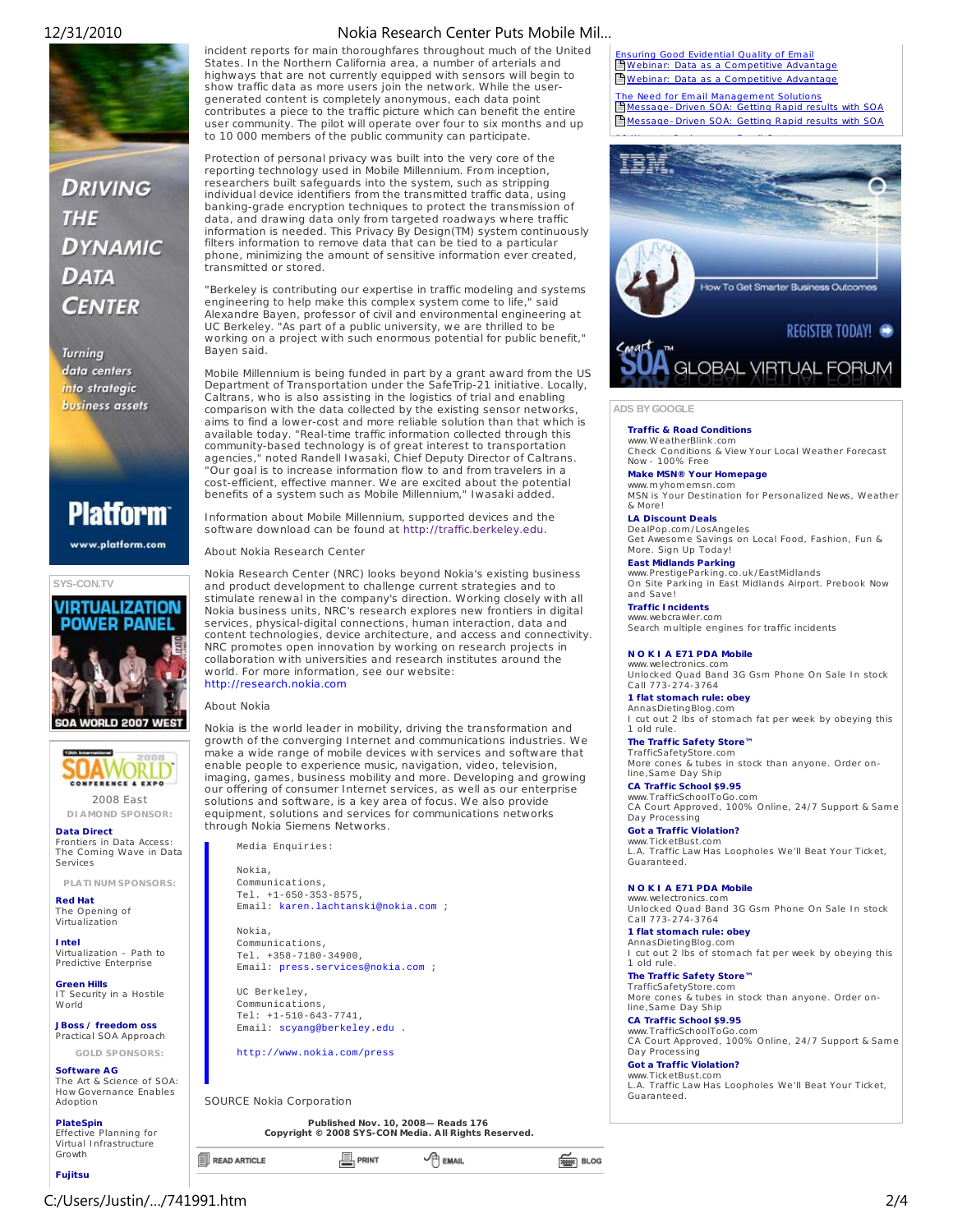incident reports for main thoroughfares throughout much of the United States. In the Northern California area, a number of arterials and highways that are not currently equipped with sensors will begin to show traffic data as more users join the network. While the user-generated content is completely anonymous, each data point contributes a piece to the traffic picture which can benefit the entire user community. The pilot will operate over four to six months and up to 10 000 members of the public community can participate.

Protection of personal privacy was built into the very core of the reporting technology used in Mobile Millennium. From inception, researchers built safeguards into the system, such as stripping individual device identifiers from the transmitted traffic data, using banking-grade encryption techniques to protect the transmission of data, and drawing data only from targeted roadways where traffic information is needed. This Privacy By Design(TM) system continuously filters information to remove data that can be tied to a particular phone, minimizing the amount of sensitive information ever created, transmitted or stored.

"Berkeley is contributing our expertise in traffic modeling and systems engineering to help make this complex system come to life," said Alexandre Bayen, professor of civil and environmental engineering at UC Berkeley. "As part of a public university, we are thrilled to be working on a project with such enormous potential for public benefit," Bayen said.

Mobile Millennium is being funded in part by a grant award from the US Department of Transportation under the SafeTrip-21 initiative. Locally, Caltrans, who is also assisting in the logistics of trial and enabling comparison with the data collected by the existing sensor networks, aims to find a lower-cost and more reliable solution than that which is available today. "Real-time traffic information collected through this community-based technology is of great interest to transportation agencies," noted Randell Iwasaki, Chief Deputy Director of Caltrans. "Our goal is to increase information flow to and from travelers in a cost-efficient, effective manner. We are excited about the potential benefits of a system such as Mobile Millennium," Iwasaki added.

Information about Mobile Millennium, supported devices and the software download can be found at http://traffic.berkeley.edu.

About Nokia Research Center

Nokia Research Center (NRC) looks beyond Nokia's existing business and product development to challenge current strategies and to stimulate renewal in the company's direction. Working closely with all Nokia business units, NRC's research explores new frontiers in digital services, physical-digital connections, human interaction, data and content technologies, device architecture, and access and connectivity. NRC promotes open innovation by working on research projects in collaboration with universities and research institutes around the world. For more information, see our website: http://research.nokia.com

About Nokia

Nokia is the world leader in mobility, driving the transformation and growth of the converging Internet and communications industries. We make a wide range of mobile devices with services and software that enable people to experience music, navigation, video, television, imaging, games, business mobility and more. Developing and growing our offering of consumer Internet services, as well as our enterprise solutions and software, is a key area of focus. We also provide equipment, solutions and services for communications networks through Nokia Siemens Networks.

```
Media Enquiries:

Nokia,
Communications,
Tel. +1-650-353-8575,
Email: karen.lachtanski@nokia.com ;

Nokia,
Communications,
Tel. +358-7180-34900,
Email: press.services@nokia.com ;

UC Berkeley,
Communications,
Tel: +1-510-643-7741,
Email: scyang@berkeley.edu .

http://www.nokia.com/press
```

SOURCE Nokia Corporation

**Published Nov. 10, 2008— Reads 176**
**Copyright © 2008 SYS-CON Media. All Rights Reserved.**

READ ARTICLE | PRINT | EMAIL | BLOG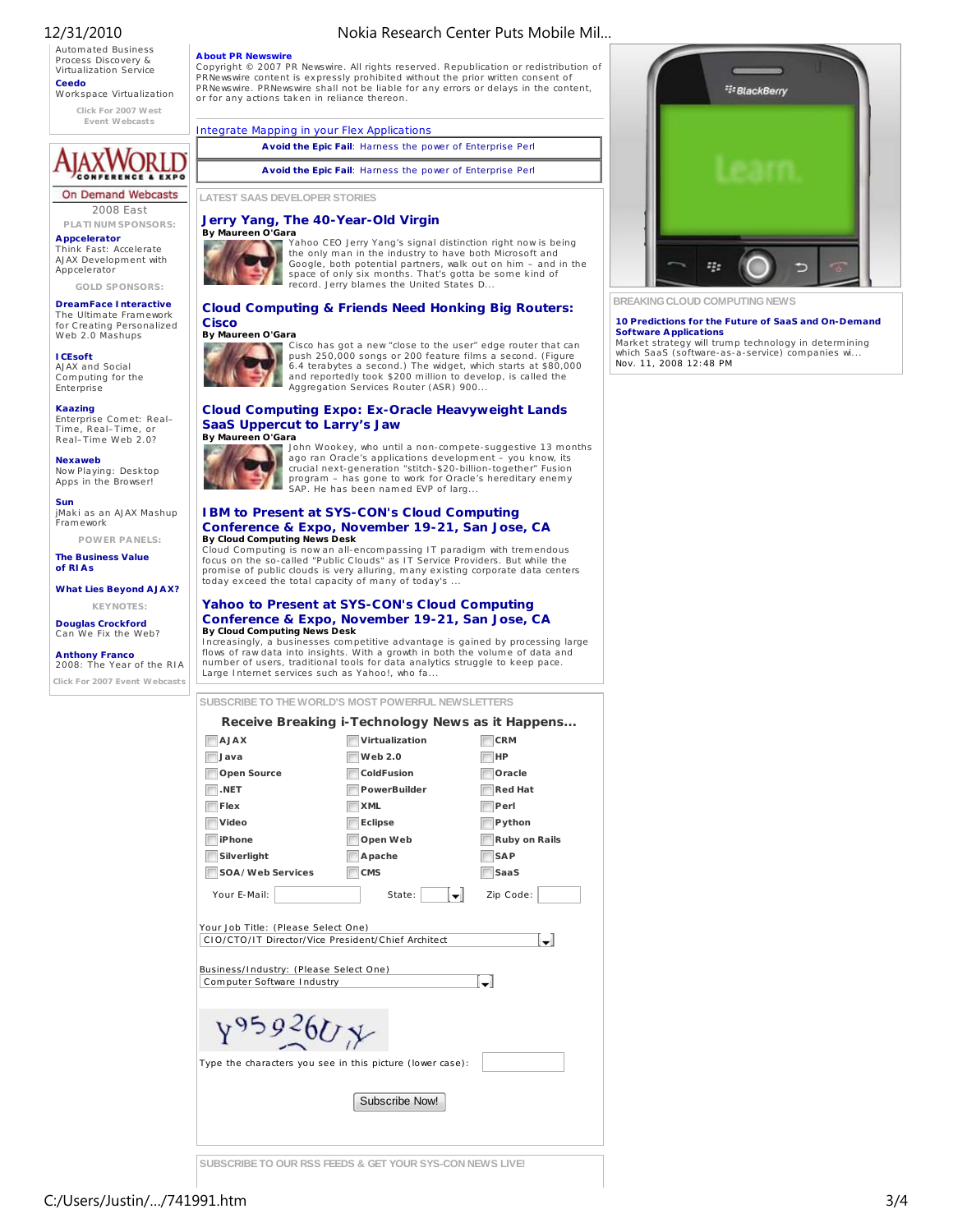Automated Business Process Discovery & Virtualization Service

**Ceedo**
Workspace Virtualization

Click For 2007 West Event Webcasts

AJAXWORLD CONFERENCE & EXPO

On Demand Webcasts

2008 East

PLATINUM SPONSORS:

**Appcelerator**
Think Fast: Accelerate AJAX Development with Appcelerator

GOLD SPONSORS:

**DreamFace Interactive**
The Ultimate Framework for Creating Personalized Web 2.0 Mashups

**ICEsoft**
AJAX and Social Computing for the Enterprise

**Kaazing**
Enterprise Comet: Real-Time, Real-Time, or Real-Time Web 2.0?

**Nexaweb**
Now Playing: Desktop Apps in the Browser!

**Sun**
jMaki as an AJAX Mashup Framework

POWER PANELS:

**The Business Value of RIAs**

**What Lies Beyond AJAX?**

KEYNOTES:

**Douglas Crockford**
Can We Fix the Web?

**Anthony Franco**
2008: The Year of the RIA

Click For 2007 Event Webcasts

**About PR Newswire**
Copyright © 2007 PR Newswire. All rights reserved. Republication or redistribution of PRNewswire content is expressly prohibited without the prior written consent of PRNewswire. PRNewswire shall not be liable for any errors or delays in the content, or for any actions taken in reliance thereon.

Integrate Mapping in your Flex Applications

**Avoid the Epic Fail**: Harness the power of Enterprise Perl

**Avoid the Epic Fail**: Harness the power of Enterprise Perl

LATEST SAAS DEVELOPER STORIES

## Jerry Yang, The 40-Year-Old Virgin

**By Maureen O'Gara**

Yahoo CEO Jerry Yang's signal distinction right now is being the only man in the industry to have both Microsoft and Google, both potential partners, walk out on him – and in the space of only six months. That's gotta be some kind of record. Jerry blames the United States D...

## Cloud Computing & Friends Need Honking Big Routers: Cisco

**By Maureen O'Gara**

Cisco has got a new "close to the user" edge router that can push 250,000 songs or 200 feature films a second. (Figure 6.4 terabytes a second.) The widget, which starts at $80,000 and reportedly took $200 million to develop, is called the Aggregation Services Router (ASR) 900...

## Cloud Computing Expo: Ex-Oracle Heavyweight Lands SaaS Uppercut to Larry's Jaw

**By Maureen O'Gara**

John Wookey, who until a non-compete-suggestive 13 months ago ran Oracle's applications development – you know, its crucial next-generation "stitch-$20-billion-together" Fusion program – has gone to work for Oracle's hereditary enemy SAP. He has been named EVP of larg...

## IBM to Present at SYS-CON's Cloud Computing Conference & Expo, November 19-21, San Jose, CA

**By Cloud Computing News Desk**

Cloud Computing is now an all-encompassing IT paradigm with tremendous focus on the so-called "Public Clouds" as IT Service Providers. But while the promise of public clouds is very alluring, many existing corporate data centers today exceed the total capacity of many of today's ...

## Yahoo to Present at SYS-CON's Cloud Computing Conference & Expo, November 19-21, San Jose, CA

**By Cloud Computing News Desk**

Increasingly, a businesses competitive advantage is gained by processing large flows of raw data into insights. With a growth in both the volume of data and number of users, traditional tools for data analytics struggle to keep pace. Large Internet services such as Yahoo!, who fa...

SUBSCRIBE TO THE WORLD'S MOST POWERFUL NEWSLETTERS

### Receive Breaking i-Technology News as it Happens...

| | | |
|---|---|---|
| AJAX | Virtualization | CRM |
| Java | Web 2.0 | HP |
| Open Source | ColdFusion | Oracle |
| .NET | PowerBuilder | Red Hat |
| Flex | XML | Perl |
| Video | Eclipse | Python |
| iPhone | Open Web | Ruby on Rails |
| Silverlight | Apache | SAP |
| SOA/Web Services | CMS | SaaS |

Your E-Mail: State: Zip Code:

Your Job Title: (Please Select One)
CIO/CTO/IT Director/Vice President/Chief Architect

Business/Industry: (Please Select One)
Computer Software Industry

Type the characters you see in this picture (lower case):

Subscribe Now!

SUBSCRIBE TO OUR RSS FEEDS & GET YOUR SYS-CON NEWS LIVE!

BREAKING CLOUD COMPUTING NEWS

**10 Predictions for the Future of SaaS and On-Demand Software Applications**
Market strategy will trump technology in determining which SaaS (software-as-a-service) companies wi...
Nov. 11, 2008 12:48 PM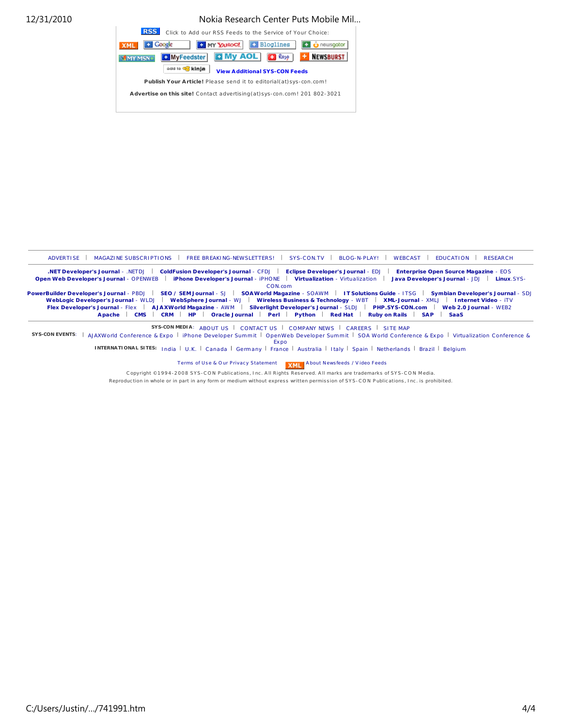RSS Click to Add our RSS Feeds to the Service of Your Choice:

XML Google MY YAHOO! Bloglines newsgator

MY MSN MyFeedster My AOL Rojo NEWSBURST

add to kinja **View Additional SYS-CON Feeds**

**Publish Your Article!** Please send it to editorial(at)sys-con.com!

**Advertise on this site!** Contact advertising(at)sys-con.com! 201 802-3021

ADVERTISE | MAGAZINE SUBSCRIPTIONS | FREE BREAKING-NEWSLETTERS! | SYS-CON.TV | BLOG-N-PLAY! | WEBCAST | EDUCATION | RESEARCH

**.NET Developer's Journal** - .NETDJ | **ColdFusion Developer's Journal** - CFDJ | **Eclipse Developer's Journal** - EDJ | **Enterprise Open Source Magazine** - EOS
**Open Web Developer's Journal** - OPENWEB | **iPhone Developer's Journal** - iPHONE | **Virtualization** - Virtualization | **Java Developer's Journal** - JDJ | **Linux**.SYS-CON.com
**PowerBuilder Developer's Journal** - PBDJ | **SEO / SEM Journal** - SJ | **SOAWorld Magazine** - SOAWM | **IT Solutions Guide** - ITSG | **Symbian Developer's Journal** - SDJ
**WebLogic Developer's Journal** - WLDJ | **WebSphere Journal** - WJ | **Wireless Business & Technology** - WBT | **XML-Journal** - XMLJ | **Internet Video** - iTV
**Flex Developer's Journal** - Flex | **AJAXWorld Magazine** - AWM | **Silverlight Developer's Journal** - SLDJ | **PHP.SYS-CON.com** | **Web 2.0 Journal** - WEB2
**Apache** | **CMS** | **CRM** | **HP** | **Oracle Journal** | **Perl** | **Python** | **Red Hat** | **Ruby on Rails** | **SAP** | **SaaS**

**SYS-CON MEDIA**: ABOUT US | CONTACT US | COMPANY NEWS | CAREERS | SITE MAP

**SYS-CON EVENTS**: | AJAXWorld Conference & Expo | iPhone Developer Summit | OpenWeb Developer Summit | SOA World Conference & Expo | Virtualization Conference & Expo

**INTERNATIONAL SITES**: India | U.K. | Canada | Germany | France | Australia | Italy | Spain | Netherlands | Brazil | Belgium

Terms of Use & Our Privacy Statement XML About Newsfeeds / Video Feeds

Copyright ©1994-2008 SYS-CON Publications, Inc. All Rights Reserved. All marks are trademarks of SYS-CON Media.
Reproduction in whole or in part in any form or medium without express written permission of SYS-CON Publications, Inc. is prohibited.